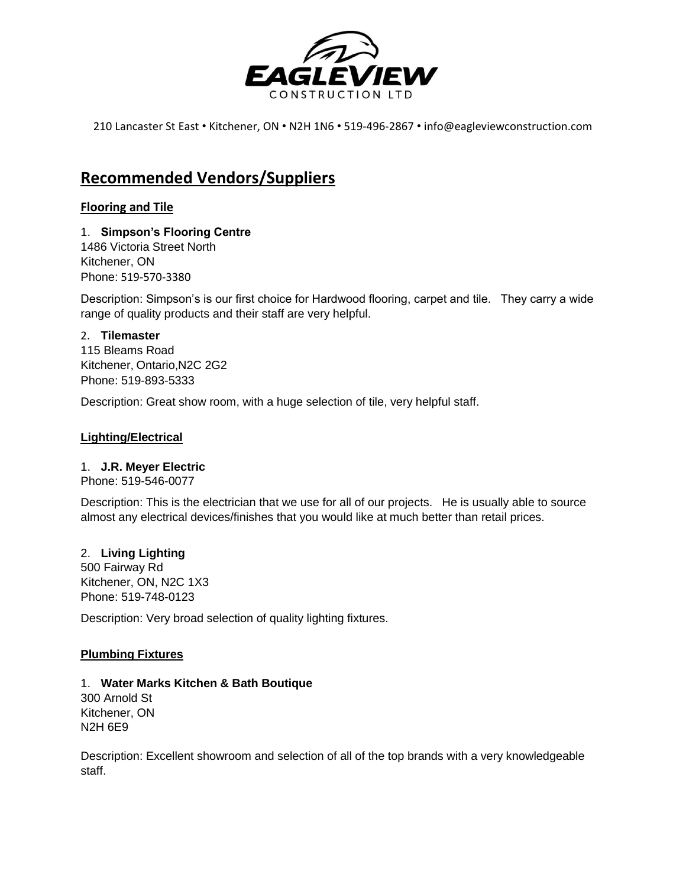EAGLEVIEW
CONSTRUCTION LTD

210 Lancaster St East • Kitchener, ON • N2H 1N6 • 519-496-2867 • info@eagleviewconstruction.com

# Recommended Vendors/Suppliers

## Flooring and Tile

1. **Simpson's Flooring Centre**
1486 Victoria Street North
Kitchener, ON
Phone: 519-570-3380

Description: Simpson's is our first choice for Hardwood flooring, carpet and tile. They carry a wide range of quality products and their staff are very helpful.

2. **Tilemaster**
115 Bleams Road
Kitchener, Ontario,N2C 2G2
Phone: 519-893-5333

Description: Great show room, with a huge selection of tile, very helpful staff.

## Lighting/Electrical

1. **J.R. Meyer Electric**
Phone: 519-546-0077

Description: This is the electrician that we use for all of our projects. He is usually able to source almost any electrical devices/finishes that you would like at much better than retail prices.

2. **Living Lighting**
500 Fairway Rd
Kitchener, ON, N2C 1X3
Phone: 519-748-0123

Description: Very broad selection of quality lighting fixtures.

## Plumbing Fixtures

1. **Water Marks Kitchen & Bath Boutique**
300 Arnold St
Kitchener, ON
N2H 6E9

Description: Excellent showroom and selection of all of the top brands with a very knowledgeable staff.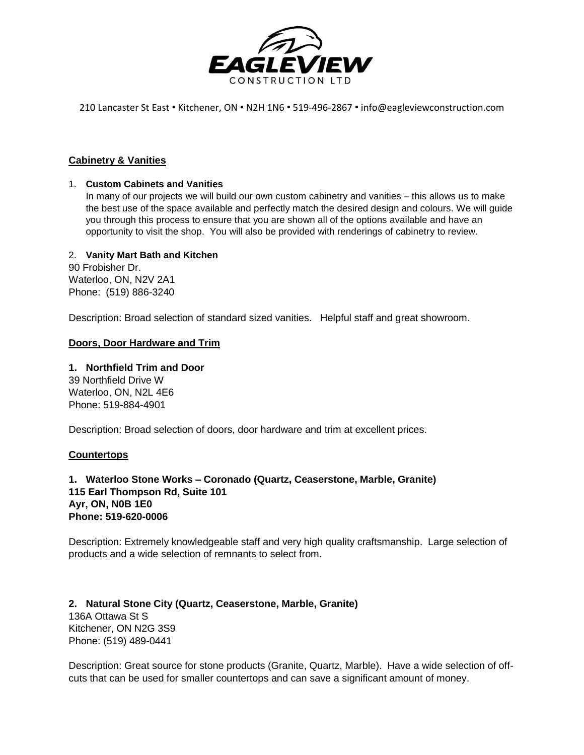210 Lancaster St East • Kitchener, ON • N2H 1N6 • 519-496-2867 • info@eagleviewconstruction.com

## Cabinetry & Vanities

1. **Custom Cabinets and Vanities**
   In many of our projects we will build our own custom cabinetry and vanities – this allows us to make the best use of the space available and perfectly match the desired design and colours. We will guide you through this process to ensure that you are shown all of the options available and have an opportunity to visit the shop. You will also be provided with renderings of cabinetry to review.

2. **Vanity Mart Bath and Kitchen**
   90 Frobisher Dr.
   Waterloo, ON, N2V 2A1
   Phone: (519) 886-3240

   Description: Broad selection of standard sized vanities. Helpful staff and great showroom.

## Doors, Door Hardware and Trim

1. **Northfield Trim and Door**
   39 Northfield Drive W
   Waterloo, ON, N2L 4E6
   Phone: 519-884-4901

   Description: Broad selection of doors, door hardware and trim at excellent prices.

## Countertops

1. **Waterloo Stone Works – Coronado (Quartz, Ceaserstone, Marble, Granite)**
   **115 Earl Thompson Rd, Suite 101**
   **Ayr, ON, N0B 1E0**
   **Phone: 519-620-0006**

   Description: Extremely knowledgeable staff and very high quality craftsmanship. Large selection of products and a wide selection of remnants to select from.

2. **Natural Stone City (Quartz, Ceaserstone, Marble, Granite)**
   136A Ottawa St S
   Kitchener, ON N2G 3S9
   Phone: (519) 489-0441

   Description: Great source for stone products (Granite, Quartz, Marble). Have a wide selection of off-cuts that can be used for smaller countertops and can save a significant amount of money.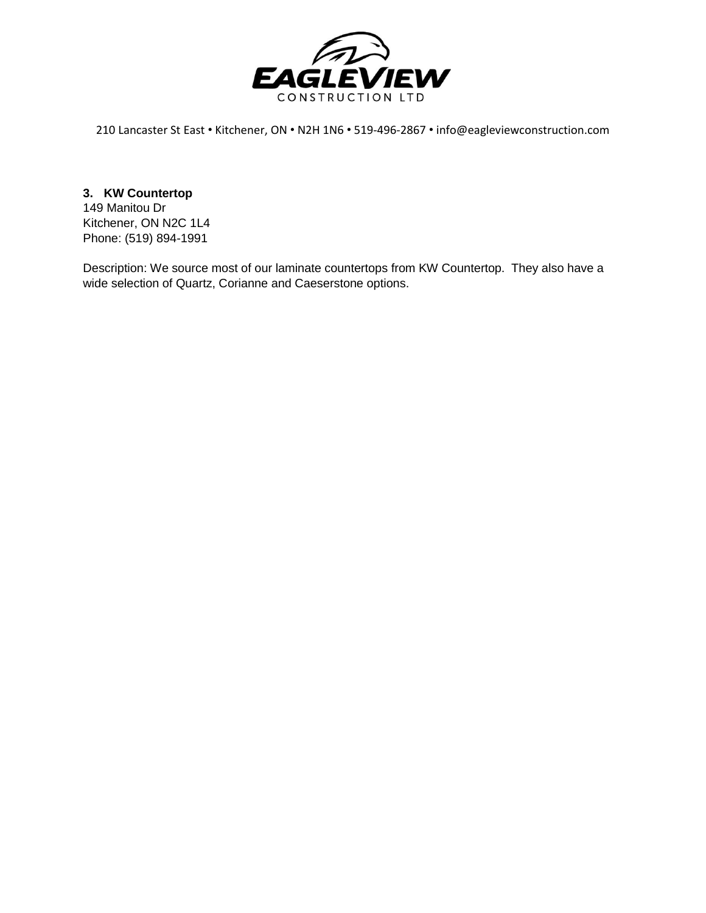# EAGLEVIEW
CONSTRUCTION LTD

210 Lancaster St East • Kitchener, ON • N2H 1N6 • 519-496-2867 • info@eagleviewconstruction.com

**3. KW Countertop**
149 Manitou Dr
Kitchener, ON N2C 1L4
Phone: (519) 894-1991

Description: We source most of our laminate countertops from KW Countertop. They also have a wide selection of Quartz, Corianne and Caeserstone options.